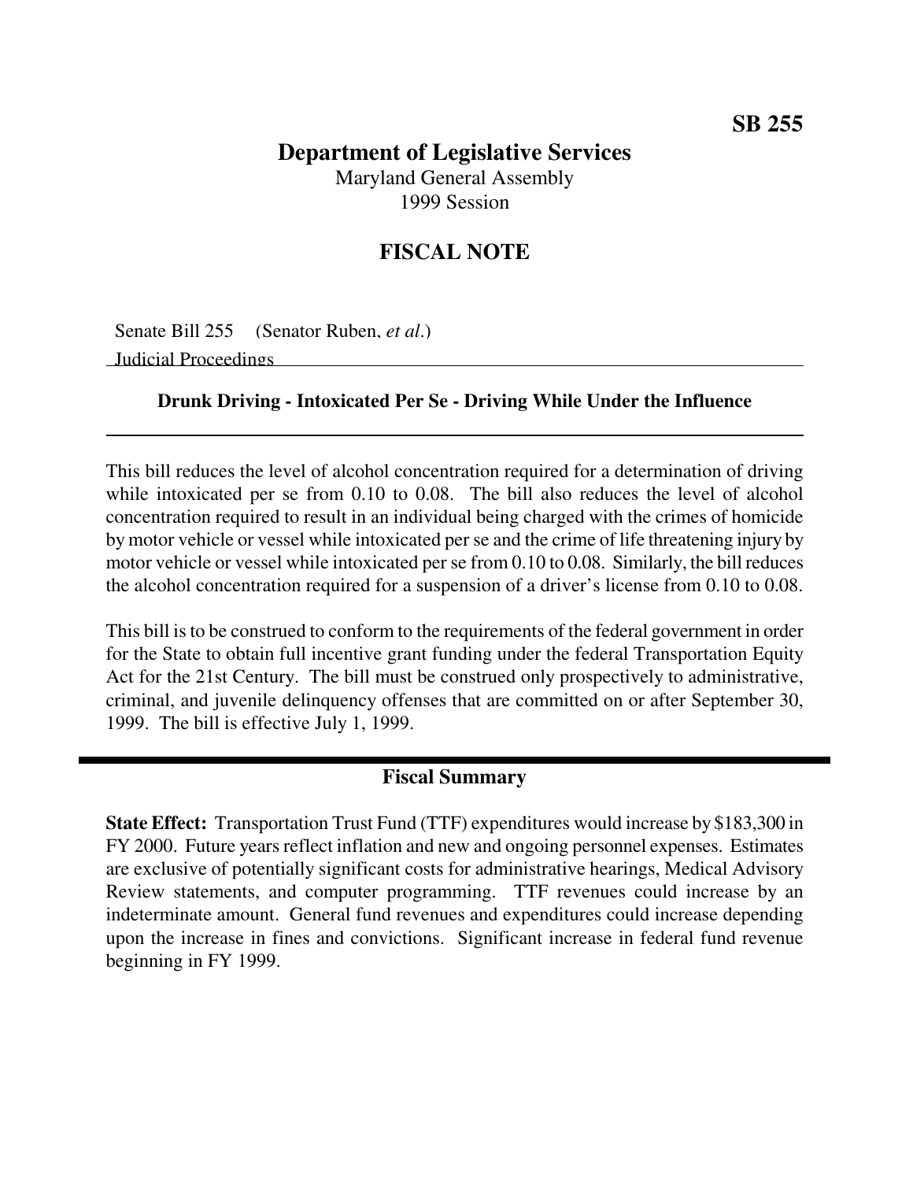**SB 255**

# Department of Legislative Services

Maryland General Assembly
1999 Session

## FISCAL NOTE

Senate Bill 255 (Senator Ruben, *et al*.)
Judicial Proceedings

### Drunk Driving - Intoxicated Per Se - Driving While Under the Influence

This bill reduces the level of alcohol concentration required for a determination of driving while intoxicated per se from 0.10 to 0.08. The bill also reduces the level of alcohol concentration required to result in an individual being charged with the crimes of homicide by motor vehicle or vessel while intoxicated per se and the crime of life threatening injury by motor vehicle or vessel while intoxicated per se from 0.10 to 0.08. Similarly, the bill reduces the alcohol concentration required for a suspension of a driver's license from 0.10 to 0.08.

This bill is to be construed to conform to the requirements of the federal government in order for the State to obtain full incentive grant funding under the federal Transportation Equity Act for the 21st Century. The bill must be construed only prospectively to administrative, criminal, and juvenile delinquency offenses that are committed on or after September 30, 1999. The bill is effective July 1, 1999.

## Fiscal Summary

**State Effect:** Transportation Trust Fund (TTF) expenditures would increase by $183,300 in FY 2000. Future years reflect inflation and new and ongoing personnel expenses. Estimates are exclusive of potentially significant costs for administrative hearings, Medical Advisory Review statements, and computer programming. TTF revenues could increase by an indeterminate amount. General fund revenues and expenditures could increase depending upon the increase in fines and convictions. Significant increase in federal fund revenue beginning in FY 1999.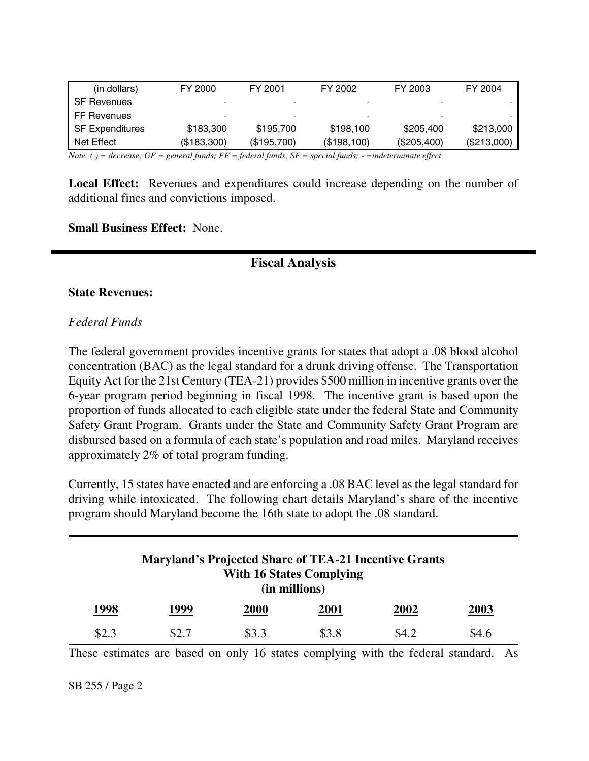| (in dollars) | FY 2000 | FY 2001 | FY 2002 | FY 2003 | FY 2004 |
|---|---|---|---|---|---|
| SF Revenues | - | - | - | - | - |
| FF Revenues | - | - | - | - | - |
| SF Expenditures | $183,300 | $195,700 | $198,100 | $205,400 | $213,000 |
| Net Effect | ($183,300) | ($195,700) | ($198,100) | ($205,400) | ($213,000) |

*Note: ( ) = decrease; GF = general funds; FF = federal funds; SF = special funds; - =indeterminate effect*

**Local Effect:** Revenues and expenditures could increase depending on the number of additional fines and convictions imposed.

**Small Business Effect:** None.

## Fiscal Analysis

**State Revenues:**

*Federal Funds*

The federal government provides incentive grants for states that adopt a .08 blood alcohol concentration (BAC) as the legal standard for a drunk driving offense. The Transportation Equity Act for the 21st Century (TEA-21) provides $500 million in incentive grants over the 6-year program period beginning in fiscal 1998. The incentive grant is based upon the proportion of funds allocated to each eligible state under the federal State and Community Safety Grant Program. Grants under the State and Community Safety Grant Program are disbursed based on a formula of each state's population and road miles. Maryland receives approximately 2% of total program funding.

Currently, 15 states have enacted and are enforcing a .08 BAC level as the legal standard for driving while intoxicated. The following chart details Maryland's share of the incentive program should Maryland become the 16th state to adopt the .08 standard.

**Maryland's Projected Share of TEA-21 Incentive Grants With 16 States Complying (in millions)**

| 1998 | 1999 | 2000 | 2001 | 2002 | 2003 |
|---|---|---|---|---|---|
| $2.3 | $2.7 | $3.3 | $3.8 | $4.2 | $4.6 |

These estimates are based on only 16 states complying with the federal standard. As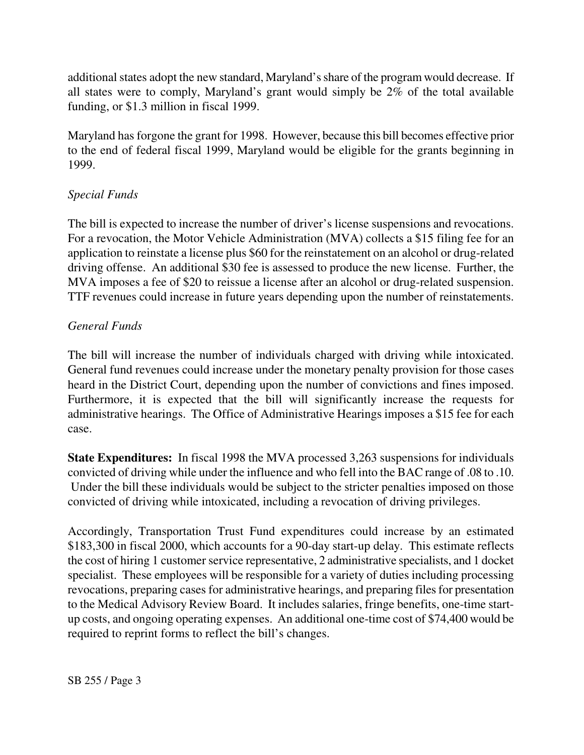additional states adopt the new standard, Maryland's share of the program would decrease. If all states were to comply, Maryland's grant would simply be 2% of the total available funding, or $1.3 million in fiscal 1999.

Maryland has forgone the grant for 1998. However, because this bill becomes effective prior to the end of federal fiscal 1999, Maryland would be eligible for the grants beginning in 1999.

*Special Funds*

The bill is expected to increase the number of driver's license suspensions and revocations. For a revocation, the Motor Vehicle Administration (MVA) collects a $15 filing fee for an application to reinstate a license plus $60 for the reinstatement on an alcohol or drug-related driving offense. An additional $30 fee is assessed to produce the new license. Further, the MVA imposes a fee of $20 to reissue a license after an alcohol or drug-related suspension. TTF revenues could increase in future years depending upon the number of reinstatements.

*General Funds*

The bill will increase the number of individuals charged with driving while intoxicated. General fund revenues could increase under the monetary penalty provision for those cases heard in the District Court, depending upon the number of convictions and fines imposed. Furthermore, it is expected that the bill will significantly increase the requests for administrative hearings. The Office of Administrative Hearings imposes a $15 fee for each case.

**State Expenditures:** In fiscal 1998 the MVA processed 3,263 suspensions for individuals convicted of driving while under the influence and who fell into the BAC range of .08 to .10. Under the bill these individuals would be subject to the stricter penalties imposed on those convicted of driving while intoxicated, including a revocation of driving privileges.

Accordingly, Transportation Trust Fund expenditures could increase by an estimated $183,300 in fiscal 2000, which accounts for a 90-day start-up delay. This estimate reflects the cost of hiring 1 customer service representative, 2 administrative specialists, and 1 docket specialist. These employees will be responsible for a variety of duties including processing revocations, preparing cases for administrative hearings, and preparing files for presentation to the Medical Advisory Review Board. It includes salaries, fringe benefits, one-time start-up costs, and ongoing operating expenses. An additional one-time cost of $74,400 would be required to reprint forms to reflect the bill's changes.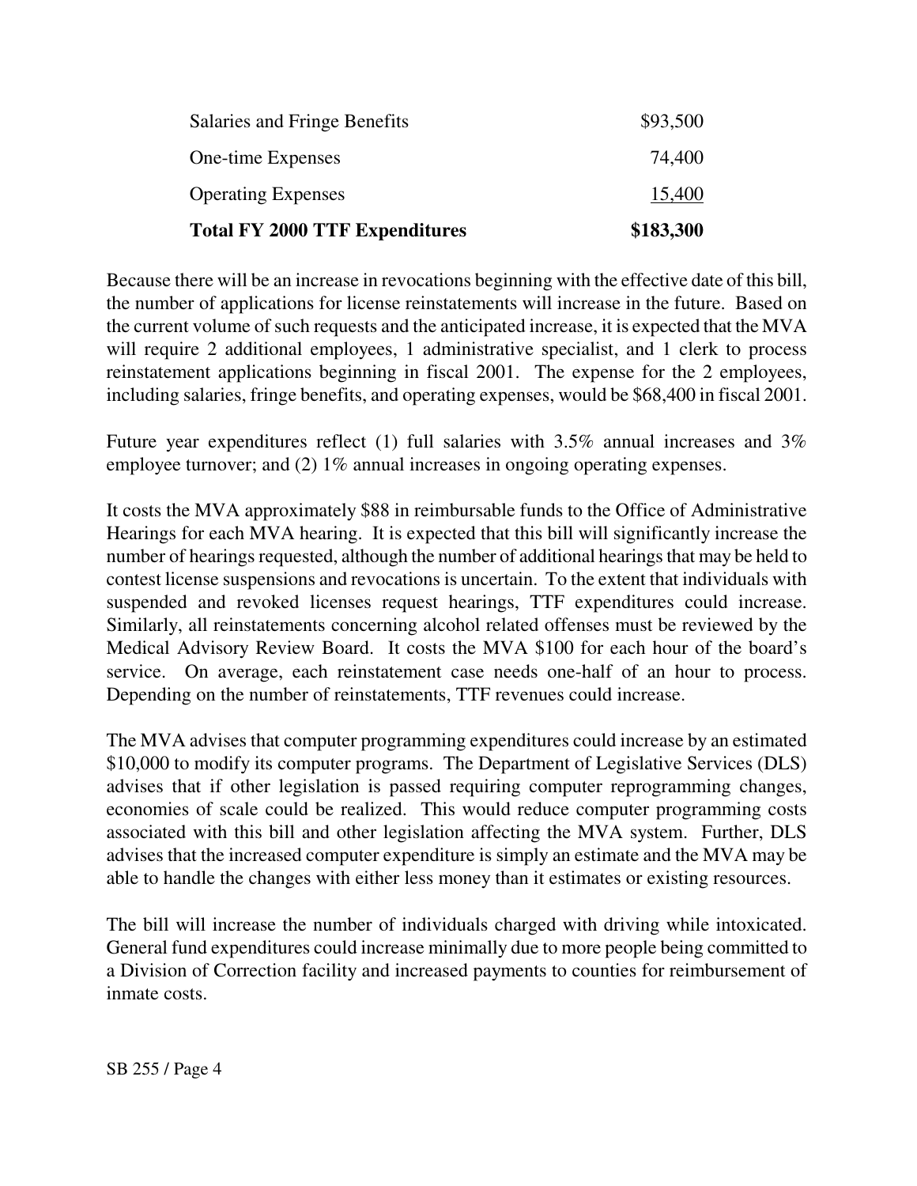| | |
|---|---|
| Salaries and Fringe Benefits | \$93,500 |
| One-time Expenses | 74,400 |
| Operating Expenses | 15,400 |
| **Total FY 2000 TTF Expenditures** | **\$183,300** |

Because there will be an increase in revocations beginning with the effective date of this bill, the number of applications for license reinstatements will increase in the future. Based on the current volume of such requests and the anticipated increase, it is expected that the MVA will require 2 additional employees, 1 administrative specialist, and 1 clerk to process reinstatement applications beginning in fiscal 2001. The expense for the 2 employees, including salaries, fringe benefits, and operating expenses, would be \$68,400 in fiscal 2001.

Future year expenditures reflect (1) full salaries with 3.5% annual increases and 3% employee turnover; and (2) 1% annual increases in ongoing operating expenses.

It costs the MVA approximately \$88 in reimbursable funds to the Office of Administrative Hearings for each MVA hearing. It is expected that this bill will significantly increase the number of hearings requested, although the number of additional hearings that may be held to contest license suspensions and revocations is uncertain. To the extent that individuals with suspended and revoked licenses request hearings, TTF expenditures could increase. Similarly, all reinstatements concerning alcohol related offenses must be reviewed by the Medical Advisory Review Board. It costs the MVA \$100 for each hour of the board's service. On average, each reinstatement case needs one-half of an hour to process. Depending on the number of reinstatements, TTF revenues could increase.

The MVA advises that computer programming expenditures could increase by an estimated \$10,000 to modify its computer programs. The Department of Legislative Services (DLS) advises that if other legislation is passed requiring computer reprogramming changes, economies of scale could be realized. This would reduce computer programming costs associated with this bill and other legislation affecting the MVA system. Further, DLS advises that the increased computer expenditure is simply an estimate and the MVA may be able to handle the changes with either less money than it estimates or existing resources.

The bill will increase the number of individuals charged with driving while intoxicated. General fund expenditures could increase minimally due to more people being committed to a Division of Correction facility and increased payments to counties for reimbursement of inmate costs.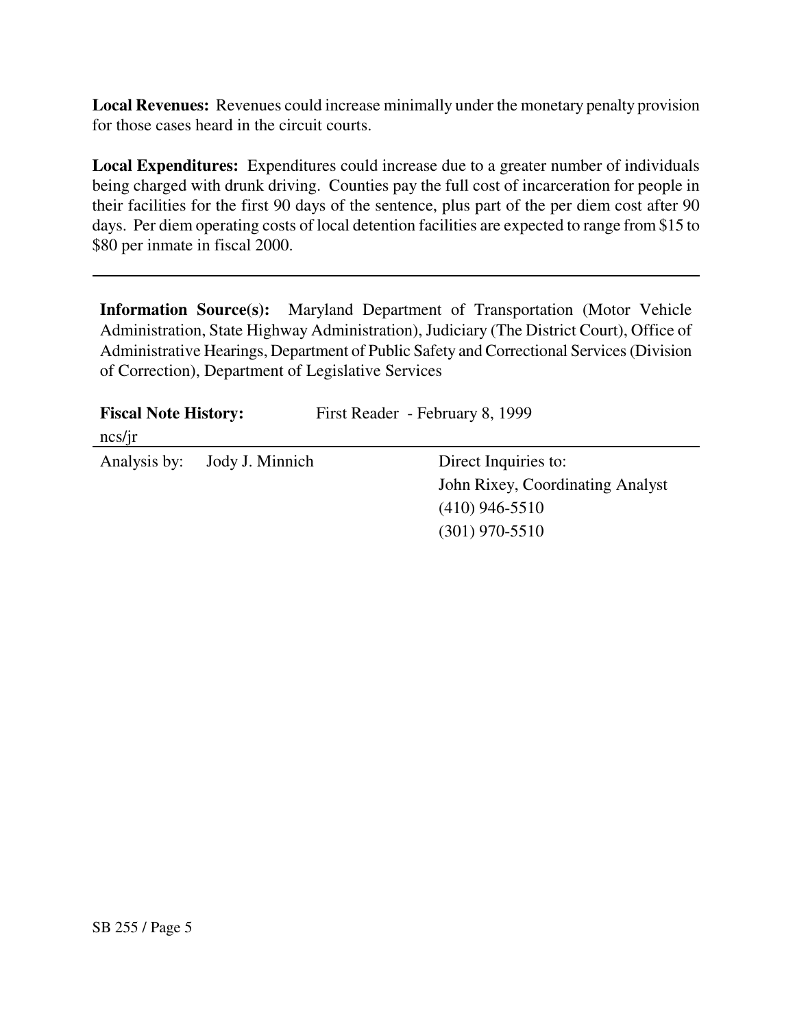**Local Revenues:** Revenues could increase minimally under the monetary penalty provision for those cases heard in the circuit courts.

**Local Expenditures:** Expenditures could increase due to a greater number of individuals being charged with drunk driving. Counties pay the full cost of incarceration for people in their facilities for the first 90 days of the sentence, plus part of the per diem cost after 90 days. Per diem operating costs of local detention facilities are expected to range from $15 to $80 per inmate in fiscal 2000.

---

**Information Source(s):** Maryland Department of Transportation (Motor Vehicle Administration, State Highway Administration), Judiciary (The District Court), Office of Administrative Hearings, Department of Public Safety and Correctional Services (Division of Correction), Department of Legislative Services

**Fiscal Note History:** First Reader - February 8, 1999

ncs/jr

---

Analysis by: Jody J. Minnich

Direct Inquiries to:
John Rixey, Coordinating Analyst
(410) 946-5510
(301) 970-5510